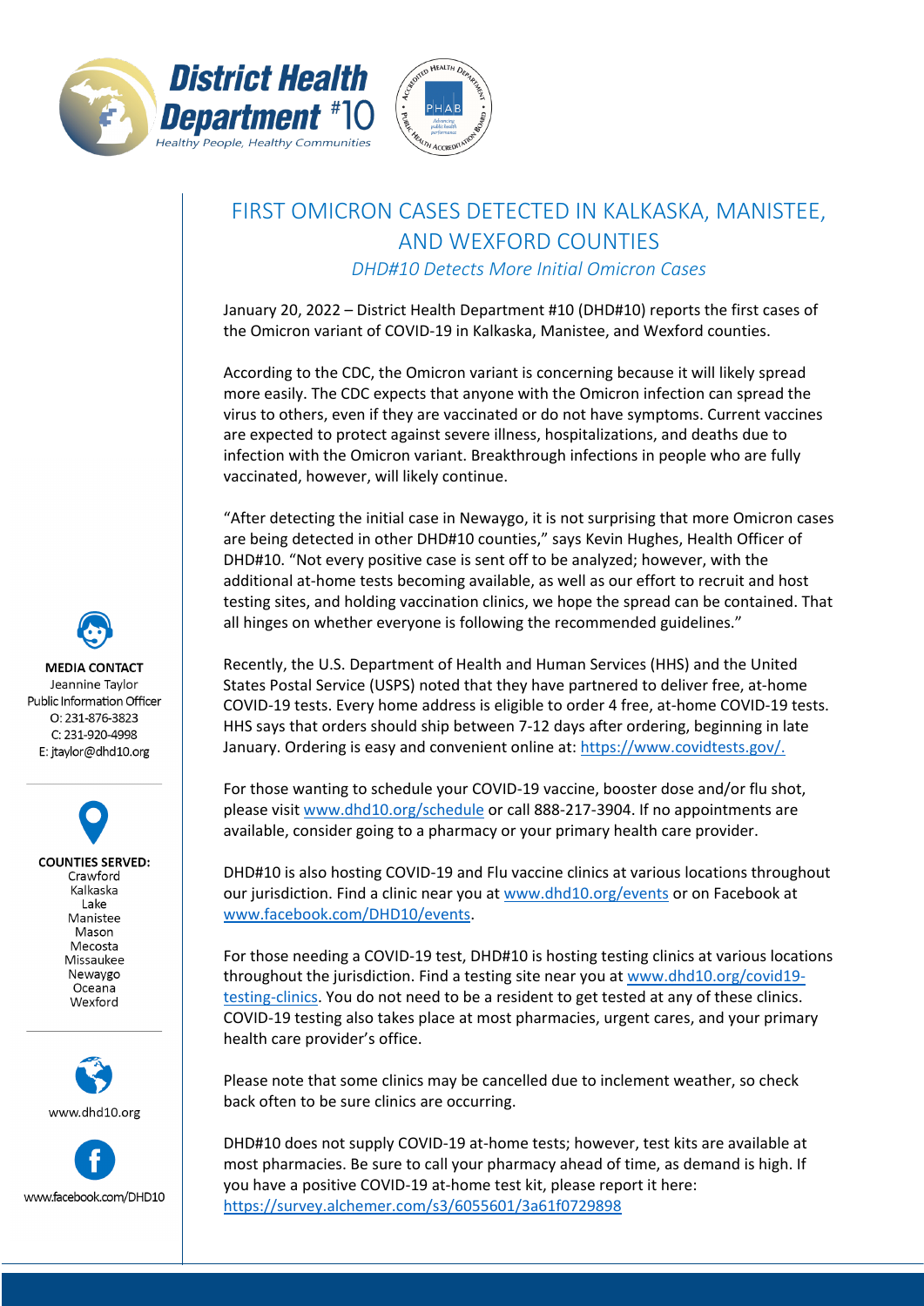District Health Department #10
*Healthy People, Healthy Communities*

# FIRST OMICRON CASES DETECTED IN KALKASKA, MANISTEE, AND WEXFORD COUNTIES

*DHD#10 Detects More Initial Omicron Cases*

January 20, 2022 – District Health Department #10 (DHD#10) reports the first cases of the Omicron variant of COVID-19 in Kalkaska, Manistee, and Wexford counties.

According to the CDC, the Omicron variant is concerning because it will likely spread more easily. The CDC expects that anyone with the Omicron infection can spread the virus to others, even if they are vaccinated or do not have symptoms. Current vaccines are expected to protect against severe illness, hospitalizations, and deaths due to infection with the Omicron variant. Breakthrough infections in people who are fully vaccinated, however, will likely continue.

"After detecting the initial case in Newaygo, it is not surprising that more Omicron cases are being detected in other DHD#10 counties," says Kevin Hughes, Health Officer of DHD#10. "Not every positive case is sent off to be analyzed; however, with the additional at-home tests becoming available, as well as our effort to recruit and host testing sites, and holding vaccination clinics, we hope the spread can be contained. That all hinges on whether everyone is following the recommended guidelines."

Recently, the U.S. Department of Health and Human Services (HHS) and the United States Postal Service (USPS) noted that they have partnered to deliver free, at-home COVID-19 tests. Every home address is eligible to order 4 free, at-home COVID-19 tests. HHS says that orders should ship between 7-12 days after ordering, beginning in late January. Ordering is easy and convenient online at: https://www.covidtests.gov/.

For those wanting to schedule your COVID-19 vaccine, booster dose and/or flu shot, please visit www.dhd10.org/schedule or call 888-217-3904. If no appointments are available, consider going to a pharmacy or your primary health care provider.

DHD#10 is also hosting COVID-19 and Flu vaccine clinics at various locations throughout our jurisdiction. Find a clinic near you at www.dhd10.org/events or on Facebook at www.facebook.com/DHD10/events.

For those needing a COVID-19 test, DHD#10 is hosting testing clinics at various locations throughout the jurisdiction. Find a testing site near you at www.dhd10.org/covid19-testing-clinics. You do not need to be a resident to get tested at any of these clinics. COVID-19 testing also takes place at most pharmacies, urgent cares, and your primary health care provider's office.

Please note that some clinics may be cancelled due to inclement weather, so check back often to be sure clinics are occurring.

DHD#10 does not supply COVID-19 at-home tests; however, test kits are available at most pharmacies. Be sure to call your pharmacy ahead of time, as demand is high. If you have a positive COVID-19 at-home test kit, please report it here: https://survey.alchemer.com/s3/6055601/3a61f0729898

**MEDIA CONTACT**
Jeannine Taylor
Public Information Officer
O: 231-876-3823
C: 231-920-4998
E: jtaylor@dhd10.org

**COUNTIES SERVED:**
Crawford
Kalkaska
Lake
Manistee
Mason
Mecosta
Missaukee
Newaygo
Oceana
Wexford

www.dhd10.org

www.facebook.com/DHD10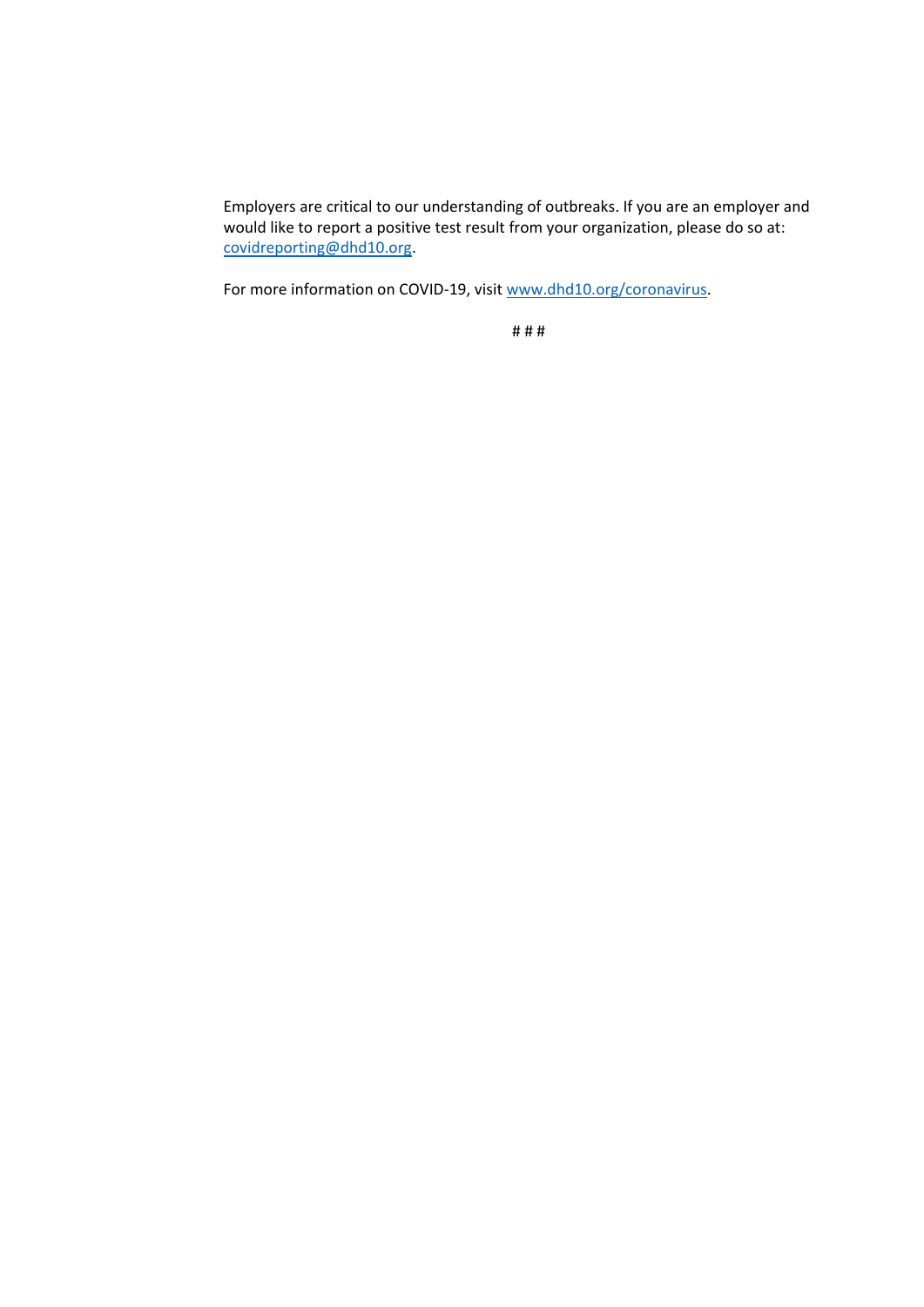Employers are critical to our understanding of outbreaks. If you are an employer and would like to report a positive test result from your organization, please do so at: covidreporting@dhd10.org.

For more information on COVID-19, visit www.dhd10.org/coronavirus.

# # #